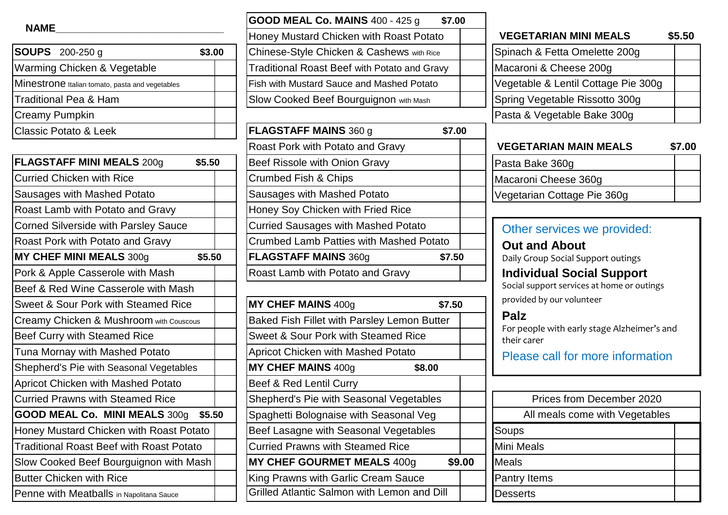NAME_______________________________

| SOUPS 200-250 g | $3.00 |
| --- | --- |
| Warming Chicken & Vegetable | |
| Minestrone Italian tomato, pasta and vegetables | |
| Traditional Pea & Ham | |
| Creamy Pumpkin | |
| Classic Potato & Leek | |

| FLAGSTAFF MINI MEALS 200g $5.50 | |
| --- | --- |
| Curried Chicken with Rice | |
| Sausages with Mashed Potato | |
| Roast Lamb with Potato and Gravy | |
| Corned Silverside with Parsley Sauce | |
| Roast Pork with Potato and Gravy | |
| **MY CHEF MINI MEALS 300g $5.50** | |
| Pork & Apple Casserole with Mash | |
| Beef & Red Wine Casserole with Mash | |
| Sweet & Sour Pork with Steamed Rice | |
| Creamy Chicken & Mushroom with Couscous | |
| Beef Curry with Steamed Rice | |
| Tuna Mornay with Mashed Potato | |
| Shepherd's Pie with Seasonal Vegetables | |
| Apricot Chicken with Mashed Potato | |
| Curried Prawns with Steamed Rice | |
| **GOOD MEAL Co. MINI MEALS 300g $5.50** | |
| Honey Mustard Chicken with Roast Potato | |
| Traditional Roast Beef with Roast Potato | |
| Slow Cooked Beef Bourguignon with Mash | |
| Butter Chicken with Rice | |
| Penne with Meatballs in Napolitana Sauce | |

| GOOD MEAL Co. MAINS 400 - 425 g $7.00 | |
| --- | --- |
| Honey Mustard Chicken with Roast Potato | |
| Chinese-Style Chicken & Cashews with Rice | |
| Traditional Roast Beef with Potato and Gravy | |
| Fish with Mustard Sauce and Mashed Potato | |
| Slow Cooked Beef Bourguignon with Mash | |

| FLAGSTAFF MAINS 360 g $7.00 | |
| --- | --- |
| Roast Pork with Potato and Gravy | |
| Beef Rissole with Onion Gravy | |
| Crumbed Fish & Chips | |
| Sausages with Mashed Potato | |
| Honey Soy Chicken with Fried Rice | |
| Curried Sausages with Mashed Potato | |
| Crumbed Lamb Patties with Mashed Potato | |
| **FLAGSTAFF MAINS 360g $7.50** | |
| Roast Lamb with Potato and Gravy | |

| MY CHEF MAINS 400g $7.50 | |
| --- | --- |
| Baked Fish Fillet with Parsley Lemon Butter | |
| Sweet & Sour Pork with Steamed Rice | |
| Apricot Chicken with Mashed Potato | |
| **MY CHEF MAINS 400g $8.00** | |
| Beef & Red Lentil Curry | |
| Shepherd's Pie with Seasonal Vegetables | |
| Spaghetti Bolognaise with Seasonal Veg | |
| Beef Lasagne with Seasonal Vegetables | |
| Curried Prawns with Steamed Rice | |
| **MY CHEF GOURMET MEALS 400g $9.00** | |
| King Prawns with Garlic Cream Sauce | |
| Grilled Atlantic Salmon with Lemon and Dill | |

| VEGETARIAN MINI MEALS | $5.50 |
| --- | --- |
| Spinach & Fetta Omelette 200g | |
| Macaroni & Cheese 200g | |
| Vegetable & Lentil Cottage Pie 300g | |
| Spring Vegetable Rissotto 300g | |
| Pasta & Vegetable Bake 300g | |

| VEGETARIAN MAIN MEALS | $7.00 |
| --- | --- |
| Pasta Bake 360g | |
| Macaroni Cheese 360g | |
| Vegetarian Cottage Pie 360g | |

Other services we provided:

**Out and About**
Daily Group Social Support outings

**Individual Social Support**
Social support services at home or outings provided by our volunteer

**Palz**
For people with early stage Alzheimer's and their carer

Please call for more information

| Prices from December 2020 | |
| --- | --- |
| All meals come with Vegetables | |
| Soups | |
| Mini Meals | |
| Meals | |
| Pantry Items | |
| Desserts | |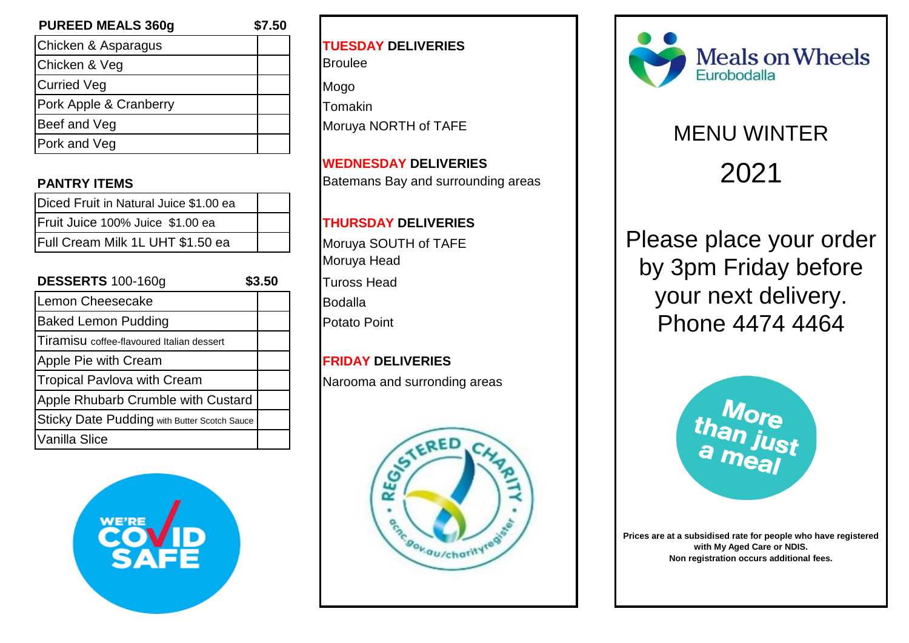| PUREED MEALS 360g | $7.50 |
|---|---|
| Chicken & Asparagus | |
| Chicken & Veg | |
| Curried Veg | |
| Pork Apple & Cranberry | |
| Beef and Veg | |
| Pork and Veg | |

**PANTRY ITEMS**

| | |
|---|---|
| Diced Fruit in Natural Juice $1.00 ea | |
| Fruit Juice 100% Juice $1.00 ea | |
| Full Cream Milk 1L UHT $1.50 ea | |

| DESSERTS 100-160g | $3.50 |
|---|---|
| Lemon Cheesecake | |
| Baked Lemon Pudding | |
| Tiramisu coffee-flavoured Italian dessert | |
| Apple Pie with Cream | |
| Tropical Pavlova with Cream | |
| Apple Rhubarb Crumble with Custard | |
| Sticky Date Pudding with Butter Scotch Sauce | |
| Vanilla Slice | |

WE'RE COVID SAFE

**TUESDAY DELIVERIES**

Broulee

Mogo

Tomakin

Moruya NORTH of TAFE

**WEDNESDAY DELIVERIES**

Batemans Bay and surrounding areas

**THURSDAY DELIVERIES**

Moruya SOUTH of TAFE

Moruya Head

Tuross Head

Bodalla

Potato Point

**FRIDAY DELIVERIES**

Narooma and surronding areas

REGISTERED CHARITY

acnc.gov.au/charityregister

Meals on Wheels
Eurobodalla

# MENU WINTER 2021

Please place your order by 3pm Friday before your next delivery.
Phone 4474 4464

More than just a meal

**Prices are at a subsidised rate for people who have registered with My Aged Care or NDIS.**
**Non registration occurs additional fees.**